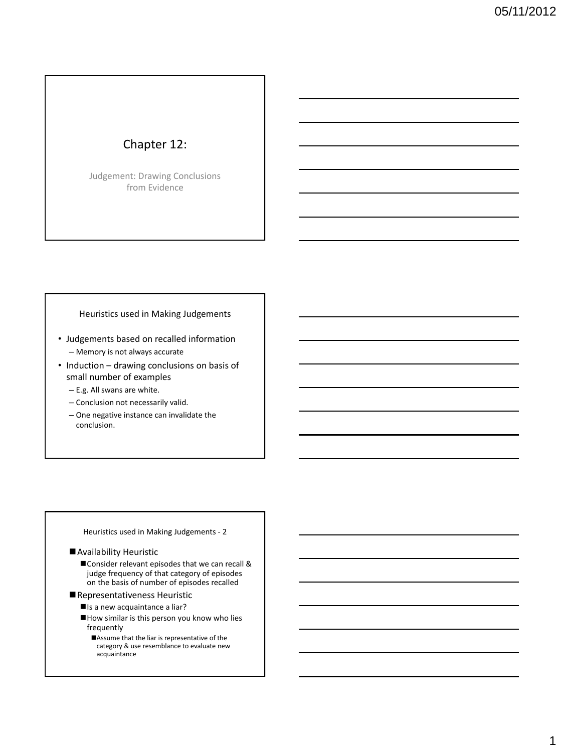# Chapter 12:

Judgement: Drawing Conclusions from Evidence

## Heuristics used in Making Judgements

- Judgements based on recalled information
  - Memory is not always accurate
- Induction – drawing conclusions on basis of small number of examples
  - E.g. All swans are white.
  - Conclusion not necessarily valid.
  - One negative instance can invalidate the conclusion.

## Heuristics used in Making Judgements - 2

- Availability Heuristic
  - Consider relevant episodes that we can recall & judge frequency of that category of episodes on the basis of number of episodes recalled
- Representativeness Heuristic
  - Is a new acquaintance a liar?
  - How similar is this person you know who lies frequently
    - Assume that the liar is representative of the category & use resemblance to evaluate new acquaintance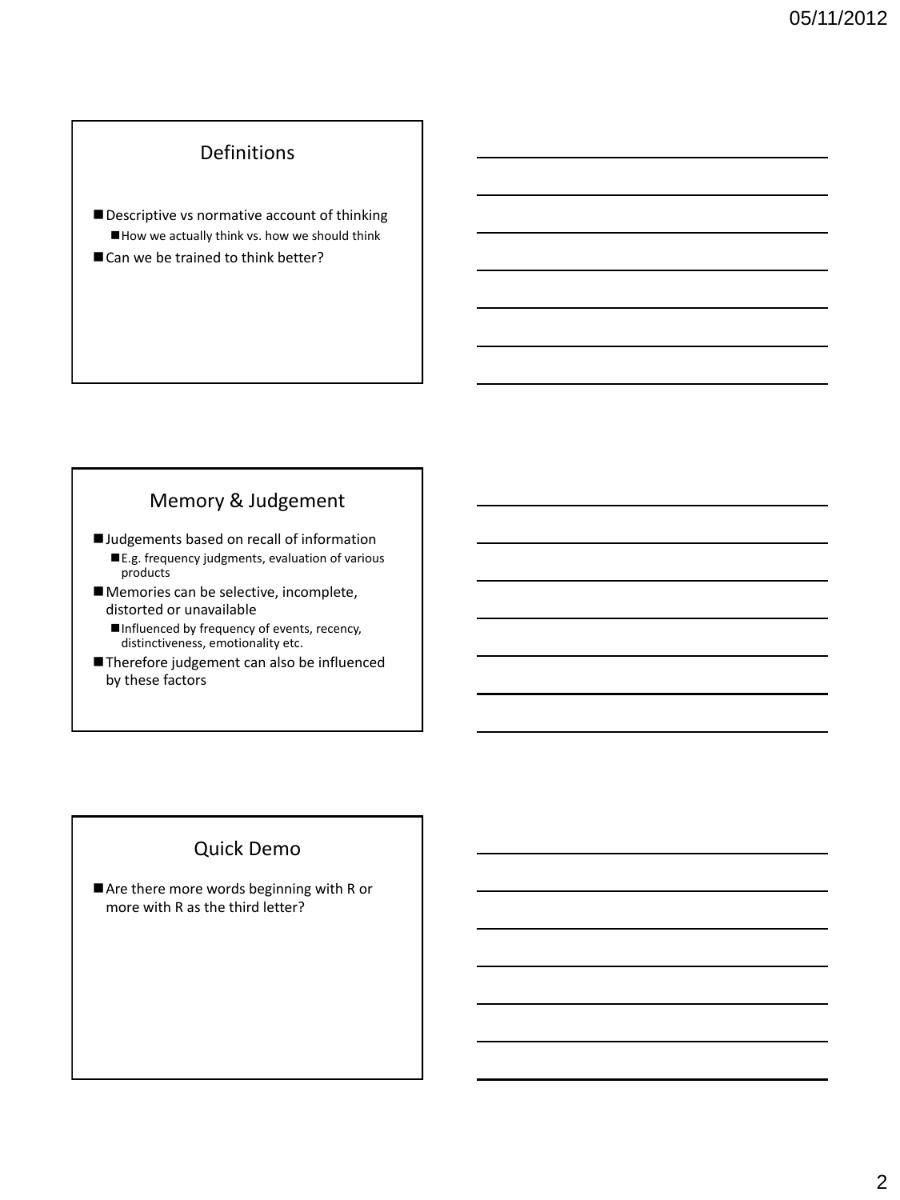## Definitions

- Descriptive vs normative account of thinking
  - How we actually think vs. how we should think
- Can we be trained to think better?

## Memory & Judgement

- Judgements based on recall of information
  - E.g. frequency judgments, evaluation of various products
- Memories can be selective, incomplete, distorted or unavailable
  - Influenced by frequency of events, recency, distinctiveness, emotionality etc.
- Therefore judgement can also be influenced by these factors

## Quick Demo

- Are there more words beginning with R or more with R as the third letter?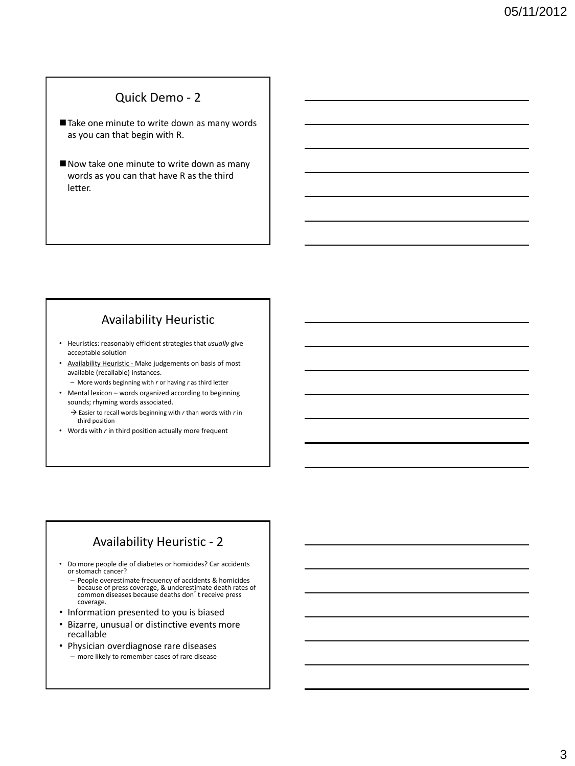## Quick Demo - 2

- Take one minute to write down as many words as you can that begin with R.
- Now take one minute to write down as many words as you can that have R as the third letter.

## Availability Heuristic

- Heuristics: reasonably efficient strategies that *usually* give acceptable solution
- Availability Heuristic - Make judgements on basis of most available (recallable) instances.
  - More words beginning with *r* or having *r* as third letter
- Mental lexicon – words organized according to beginning sounds; rhyming words associated.
  - → Easier to recall words beginning with *r* than words with *r* in third position
- Words with *r* in third position actually more frequent

## Availability Heuristic - 2

- Do more people die of diabetes or homicides? Car accidents or stomach cancer?
  - People overestimate frequency of accidents & homicides because of press coverage, & underestimate death rates of common diseases because deaths don't receive press coverage.
- Information presented to you is biased
- Bizarre, unusual or distinctive events more recallable
- Physician overdiagnose rare diseases
  - more likely to remember cases of rare disease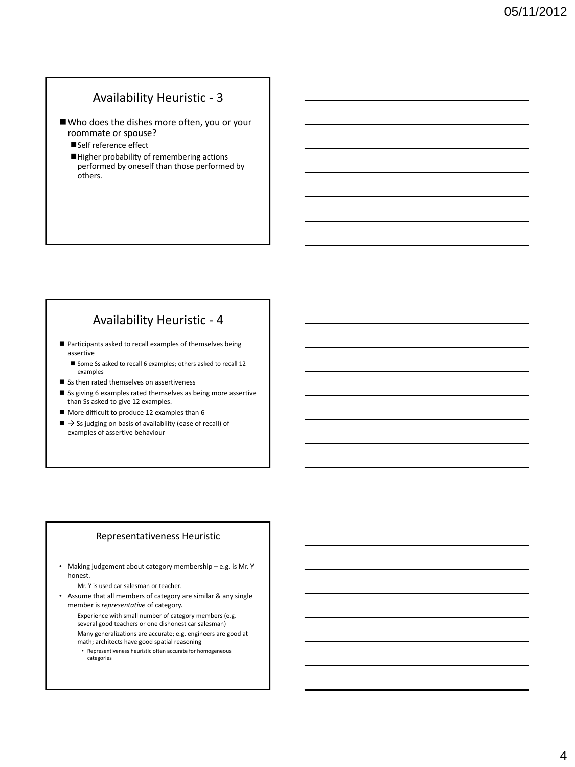## Availability Heuristic - 3

- Who does the dishes more often, you or your roommate or spouse?
  - Self reference effect
  - Higher probability of remembering actions performed by oneself than those performed by others.

## Availability Heuristic - 4

- Participants asked to recall examples of themselves being assertive
  - Some Ss asked to recall 6 examples; others asked to recall 12 examples
- Ss then rated themselves on assertiveness
- Ss giving 6 examples rated themselves as being more assertive than Ss asked to give 12 examples.
- More difficult to produce 12 examples than 6
- → Ss judging on basis of availability (ease of recall) of examples of assertive behaviour

## Representativeness Heuristic

- Making judgement about category membership – e.g. is Mr. Y honest.
  - Mr. Y is used car salesman or teacher.
- Assume that all members of category are similar & any single member is *representative* of category.
  - Experience with small number of category members (e.g. several good teachers or one dishonest car salesman)
  - Many generalizations are accurate; e.g. engineers are good at math; architects have good spatial reasoning
    - Representiveness heuristic often accurate for homogeneous categories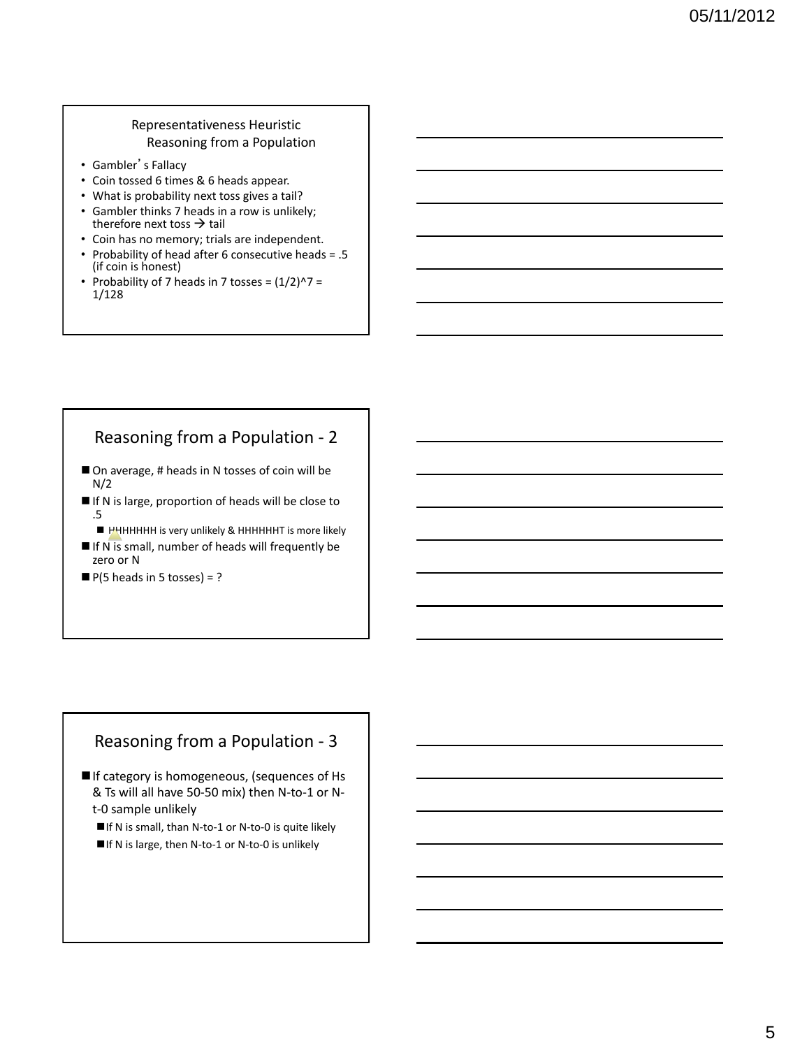## Representativeness Heuristic
### Reasoning from a Population

- Gambler's Fallacy
- Coin tossed 6 times & 6 heads appear.
- What is probability next toss gives a tail?
- Gambler thinks 7 heads in a row is unlikely; therefore next toss → tail
- Coin has no memory; trials are independent.
- Probability of head after 6 consecutive heads = .5 (if coin is honest)
- Probability of 7 heads in 7 tosses = (1/2)^7 = 1/128

## Reasoning from a Population - 2

- On average, # heads in N tosses of coin will be N/2
- If N is large, proportion of heads will be close to .5
  - HHHHHHH is very unlikely & HHHHHHT is more likely
- If N is small, number of heads will frequently be zero or N
- P(5 heads in 5 tosses) = ?

## Reasoning from a Population - 3

- If category is homogeneous, (sequences of Hs & Ts will all have 50-50 mix) then N-to-1 or N-t-0 sample unlikely
  - If N is small, than N-to-1 or N-to-0 is quite likely
  - If N is large, then N-to-1 or N-to-0 is unlikely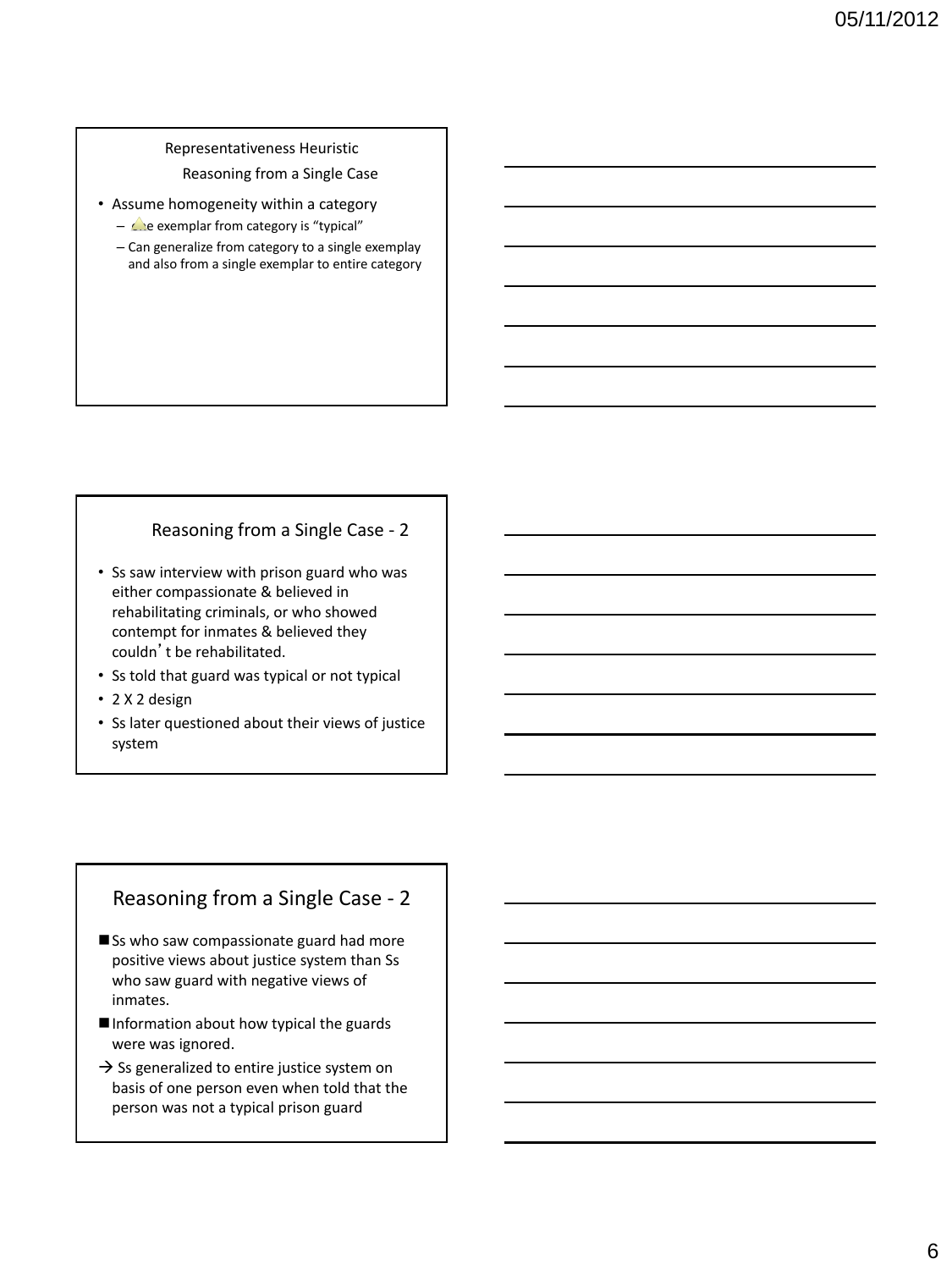## Representativeness Heuristic

### Reasoning from a Single Case

- Assume homogeneity within a category
  - one exemplar from category is "typical"
  - Can generalize from category to a single exemplay and also from a single exemplar to entire category

## Reasoning from a Single Case - 2

- Ss saw interview with prison guard who was either compassionate & believed in rehabilitating criminals, or who showed contempt for inmates & believed they couldn't be rehabilitated.
- Ss told that guard was typical or not typical
- 2 X 2 design
- Ss later questioned about their views of justice system

## Reasoning from a Single Case - 2

- Ss who saw compassionate guard had more positive views about justice system than Ss who saw guard with negative views of inmates.
- Information about how typical the guards were was ignored.

→ Ss generalized to entire justice system on basis of one person even when told that the person was not a typical prison guard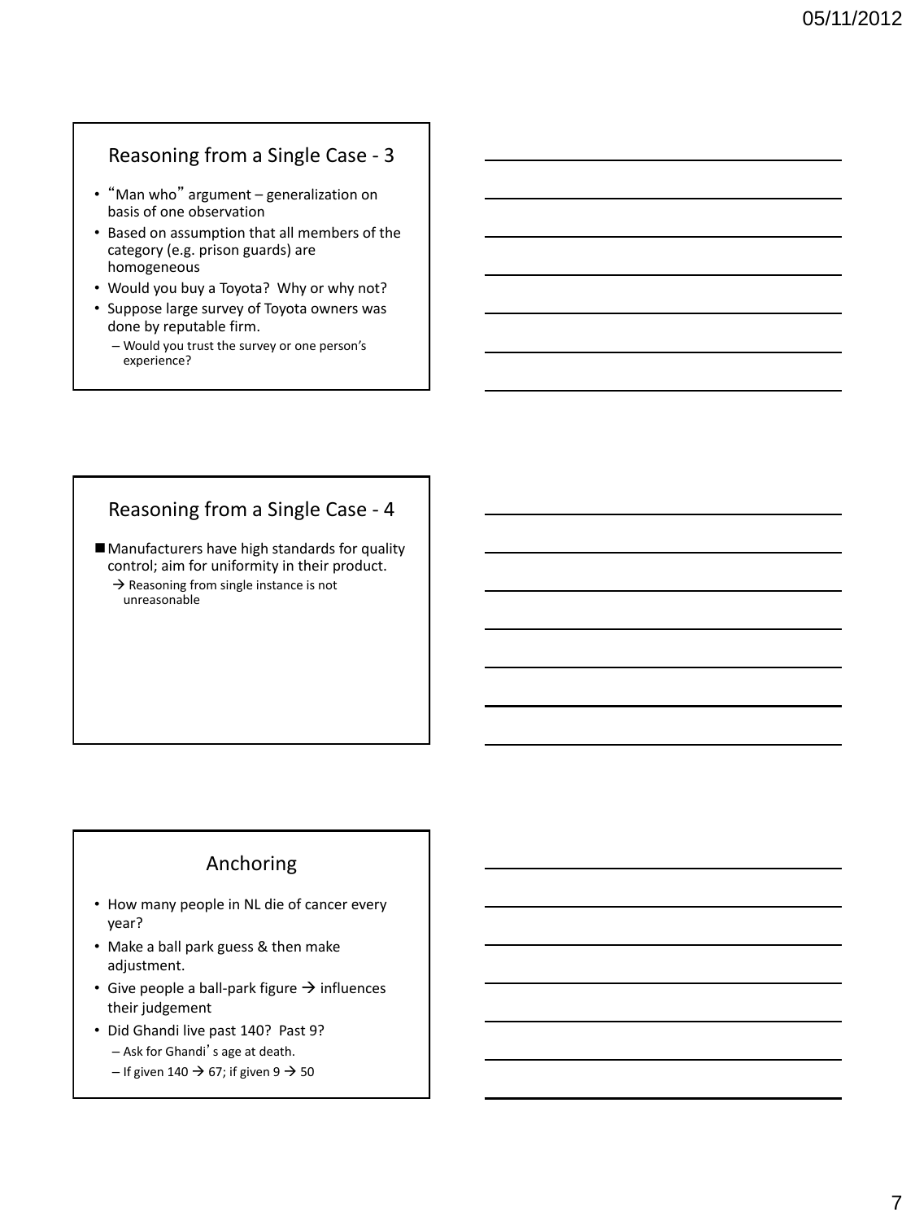## Reasoning from a Single Case - 3

- "Man who" argument – generalization on basis of one observation
- Based on assumption that all members of the category (e.g. prison guards) are homogeneous
- Would you buy a Toyota? Why or why not?
- Suppose large survey of Toyota owners was done by reputable firm.
  - Would you trust the survey or one person's experience?

## Reasoning from a Single Case - 4

- Manufacturers have high standards for quality control; aim for uniformity in their product.
  - → Reasoning from single instance is not unreasonable

## Anchoring

- How many people in NL die of cancer every year?
- Make a ball park guess & then make adjustment.
- Give people a ball-park figure → influences their judgement
- Did Ghandi live past 140? Past 9?
  - Ask for Ghandi's age at death.
  - If given 140 → 67; if given 9 → 50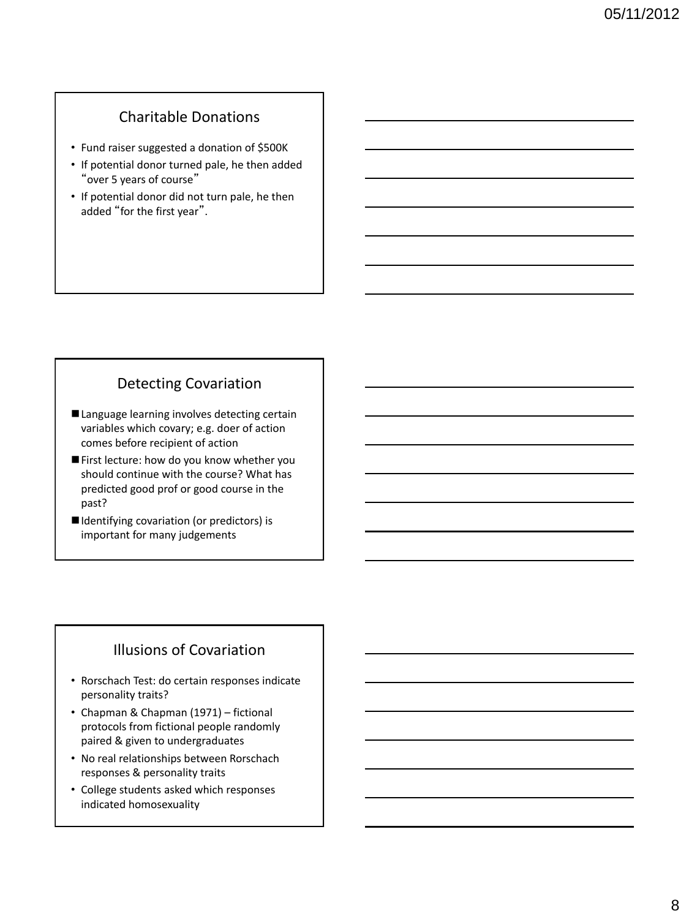## Charitable Donations

- Fund raiser suggested a donation of $500K
- If potential donor turned pale, he then added "over 5 years of course"
- If potential donor did not turn pale, he then added "for the first year".

## Detecting Covariation

- Language learning involves detecting certain variables which covary; e.g. doer of action comes before recipient of action
- First lecture: how do you know whether you should continue with the course? What has predicted good prof or good course in the past?
- Identifying covariation (or predictors) is important for many judgements

## Illusions of Covariation

- Rorschach Test: do certain responses indicate personality traits?
- Chapman & Chapman (1971) – fictional protocols from fictional people randomly paired & given to undergraduates
- No real relationships between Rorschach responses & personality traits
- College students asked which responses indicated homosexuality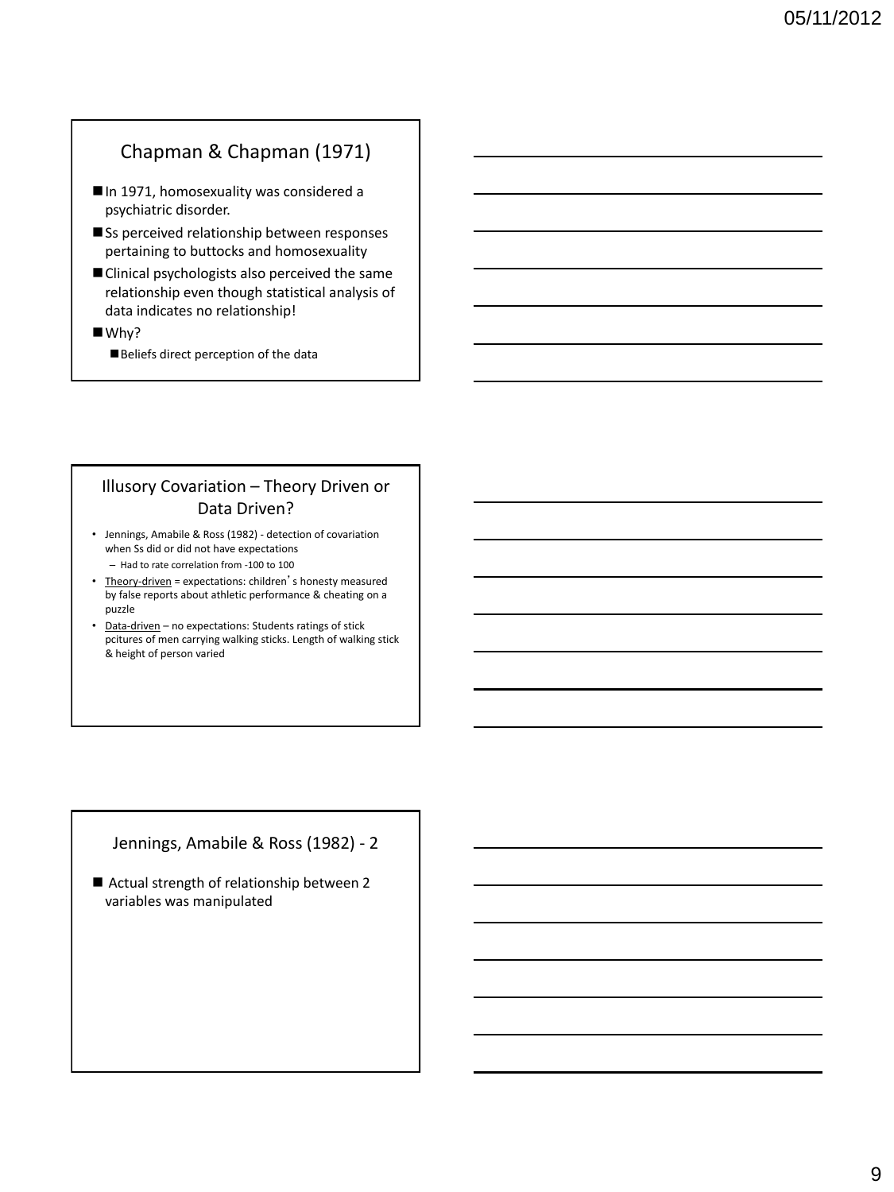## Chapman & Chapman (1971)

- In 1971, homosexuality was considered a psychiatric disorder.
- Ss perceived relationship between responses pertaining to buttocks and homosexuality
- Clinical psychologists also perceived the same relationship even though statistical analysis of data indicates no relationship!
- Why?
  - Beliefs direct perception of the data

## Illusory Covariation – Theory Driven or Data Driven?

- Jennings, Amabile & Ross (1982) - detection of covariation when Ss did or did not have expectations
  - Had to rate correlation from -100 to 100
- Theory-driven = expectations: children's honesty measured by false reports about athletic performance & cheating on a puzzle
- Data-driven – no expectations: Students ratings of stick pcitures of men carrying walking sticks. Length of walking stick & height of person varied

## Jennings, Amabile & Ross (1982) - 2

- Actual strength of relationship between 2 variables was manipulated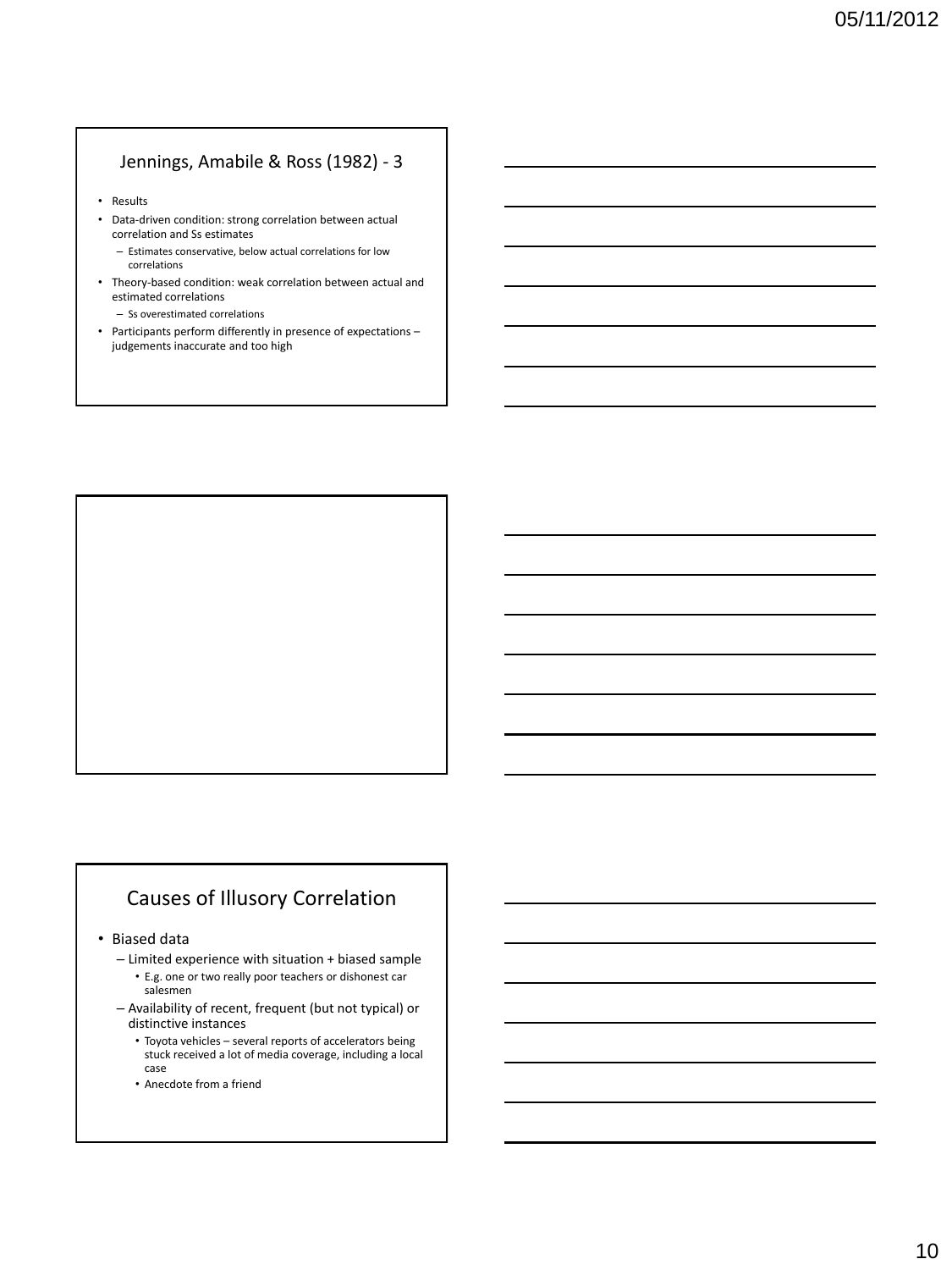## Jennings, Amabile & Ross (1982) - 3

- Results
- Data-driven condition: strong correlation between actual correlation and Ss estimates
  - Estimates conservative, below actual correlations for low correlations
- Theory-based condition: weak correlation between actual and estimated correlations
  - Ss overestimated correlations
- Participants perform differently in presence of expectations – judgements inaccurate and too high

## Causes of Illusory Correlation

- Biased data
  - Limited experience with situation + biased sample
    - E.g. one or two really poor teachers or dishonest car salesmen
  - Availability of recent, frequent (but not typical) or distinctive instances
    - Toyota vehicles – several reports of accelerators being stuck received a lot of media coverage, including a local case
    - Anecdote from a friend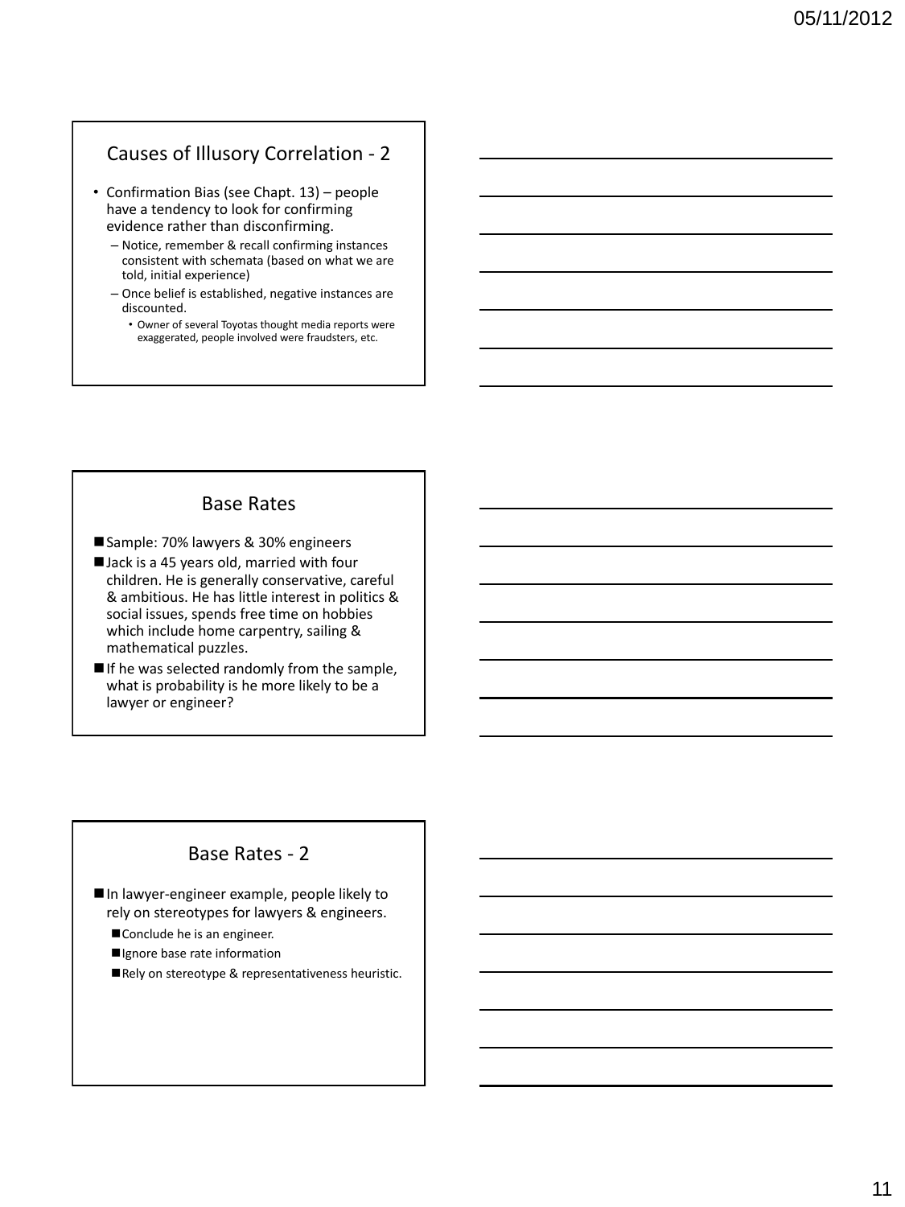## Causes of Illusory Correlation - 2

- Confirmation Bias (see Chapt. 13) – people have a tendency to look for confirming evidence rather than disconfirming.
  - Notice, remember & recall confirming instances consistent with schemata (based on what we are told, initial experience)
  - Once belief is established, negative instances are discounted.
    - Owner of several Toyotas thought media reports were exaggerated, people involved were fraudsters, etc.

## Base Rates

- Sample: 70% lawyers & 30% engineers
- Jack is a 45 years old, married with four children. He is generally conservative, careful & ambitious. He has little interest in politics & social issues, spends free time on hobbies which include home carpentry, sailing & mathematical puzzles.
- If he was selected randomly from the sample, what is probability is he more likely to be a lawyer or engineer?

## Base Rates - 2

- In lawyer-engineer example, people likely to rely on stereotypes for lawyers & engineers.
  - Conclude he is an engineer.
  - Ignore base rate information
  - Rely on stereotype & representativeness heuristic.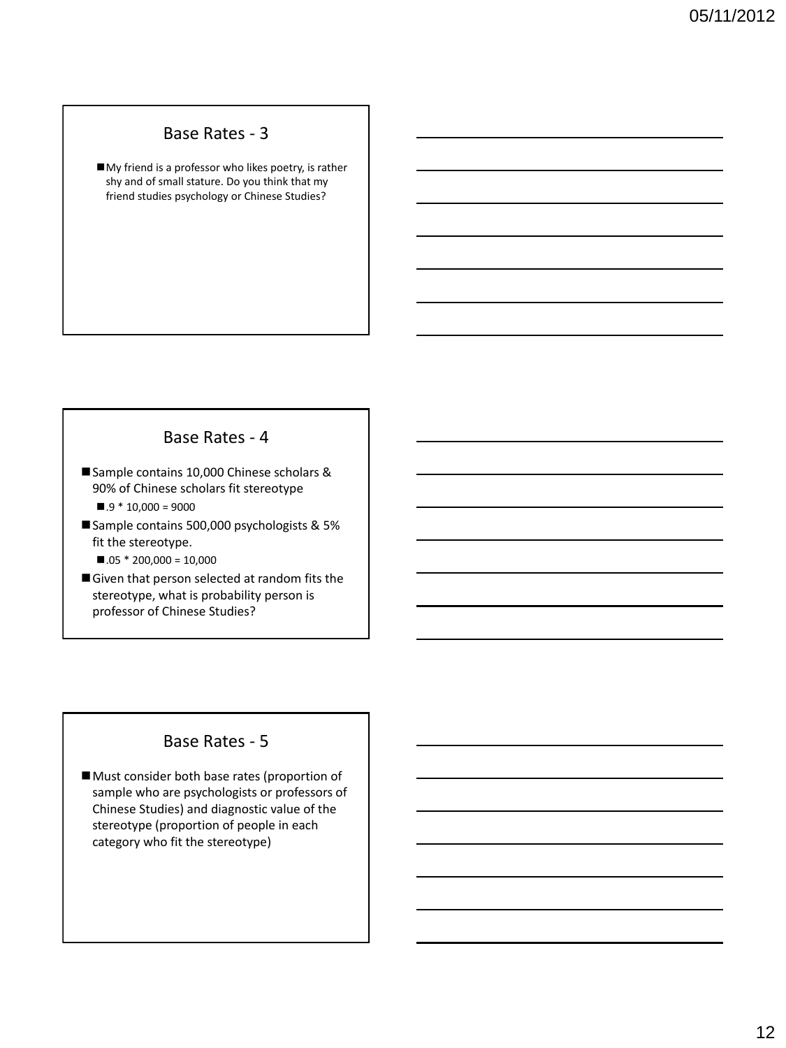## Base Rates - 3

- My friend is a professor who likes poetry, is rather shy and of small stature. Do you think that my friend studies psychology or Chinese Studies?

## Base Rates - 4

- Sample contains 10,000 Chinese scholars & 90% of Chinese scholars fit stereotype
  - $.9 * 10{,}000 = 9000$
- Sample contains 500,000 psychologists & 5% fit the stereotype.
  - $.05 * 200{,}000 = 10{,}000$
- Given that person selected at random fits the stereotype, what is probability person is professor of Chinese Studies?

## Base Rates - 5

- Must consider both base rates (proportion of sample who are psychologists or professors of Chinese Studies) and diagnostic value of the stereotype (proportion of people in each category who fit the stereotype)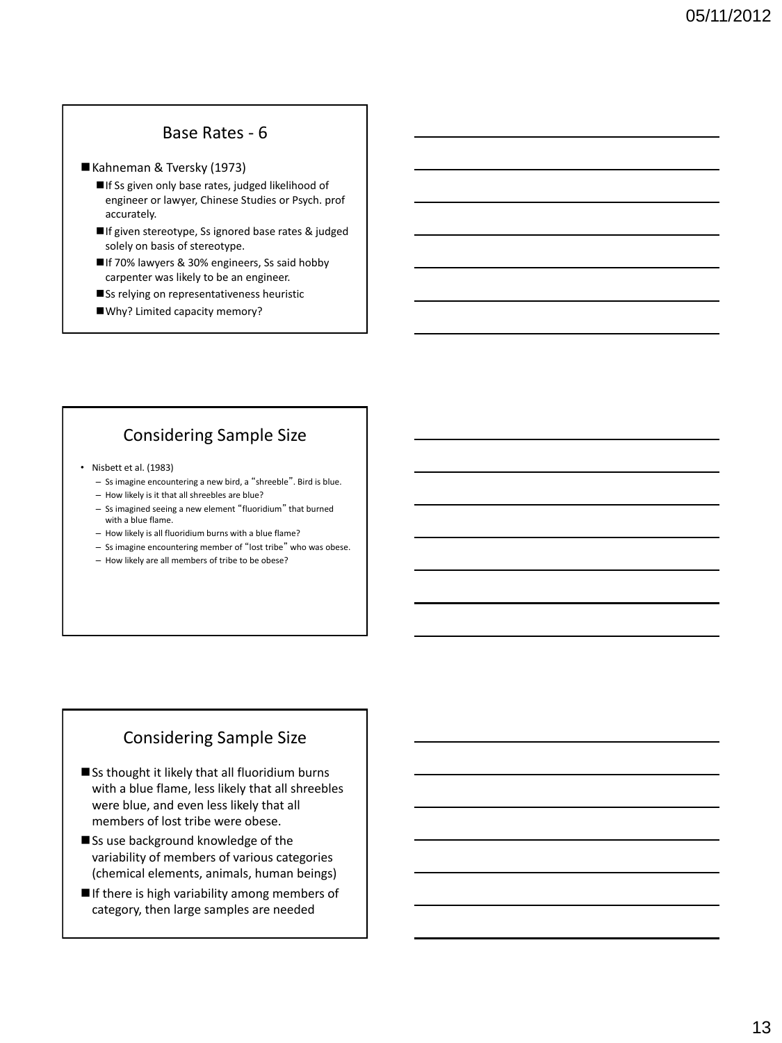## Base Rates - 6

- Kahneman & Tversky (1973)
  - If Ss given only base rates, judged likelihood of engineer or lawyer, Chinese Studies or Psych. prof accurately.
  - If given stereotype, Ss ignored base rates & judged solely on basis of stereotype.
  - If 70% lawyers & 30% engineers, Ss said hobby carpenter was likely to be an engineer.
  - Ss relying on representativeness heuristic
  - Why? Limited capacity memory?

## Considering Sample Size

- Nisbett et al. (1983)
  - Ss imagine encountering a new bird, a "shreeble". Bird is blue.
  - How likely is it that all shreebles are blue?
  - Ss imagined seeing a new element "fluoridium" that burned with a blue flame.
  - How likely is all fluoridium burns with a blue flame?
  - Ss imagine encountering member of "lost tribe" who was obese.
  - How likely are all members of tribe to be obese?

## Considering Sample Size

- Ss thought it likely that all fluoridium burns with a blue flame, less likely that all shreebles were blue, and even less likely that all members of lost tribe were obese.
- Ss use background knowledge of the variability of members of various categories (chemical elements, animals, human beings)
- If there is high variability among members of category, then large samples are needed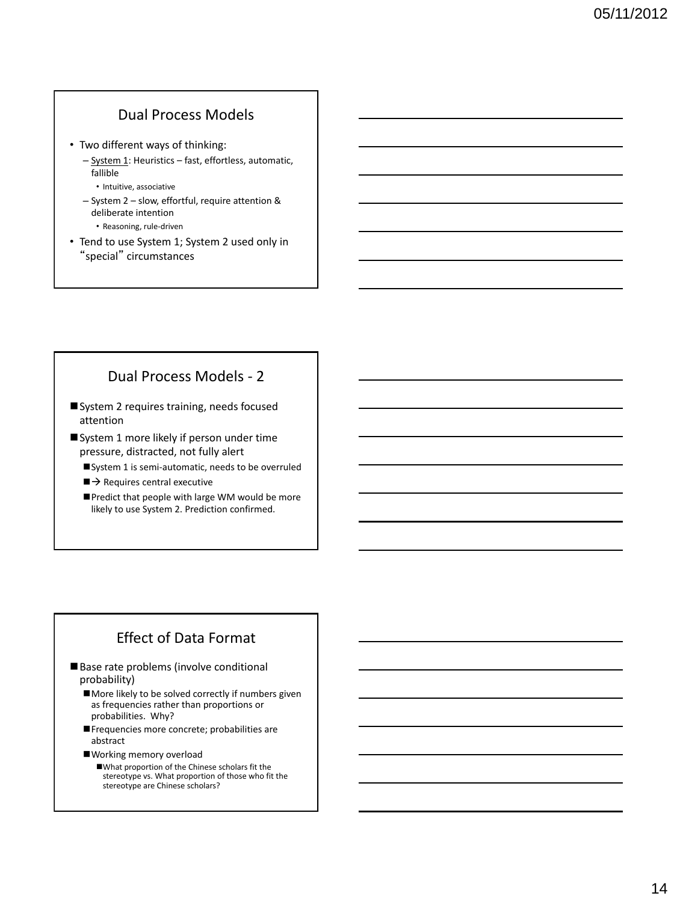## Dual Process Models

- Two different ways of thinking:
  - System 1: Heuristics – fast, effortless, automatic, fallible
    - Intuitive, associative
  - System 2 – slow, effortful, require attention & deliberate intention
    - Reasoning, rule-driven
- Tend to use System 1; System 2 used only in "special" circumstances

## Dual Process Models - 2

- System 2 requires training, needs focused attention
- System 1 more likely if person under time pressure, distracted, not fully alert
  - System 1 is semi-automatic, needs to be overruled
  - → Requires central executive
  - Predict that people with large WM would be more likely to use System 2. Prediction confirmed.

## Effect of Data Format

- Base rate problems (involve conditional probability)
  - More likely to be solved correctly if numbers given as frequencies rather than proportions or probabilities. Why?
  - Frequencies more concrete; probabilities are abstract
  - Working memory overload
    - What proportion of the Chinese scholars fit the stereotype vs. What proportion of those who fit the stereotype are Chinese scholars?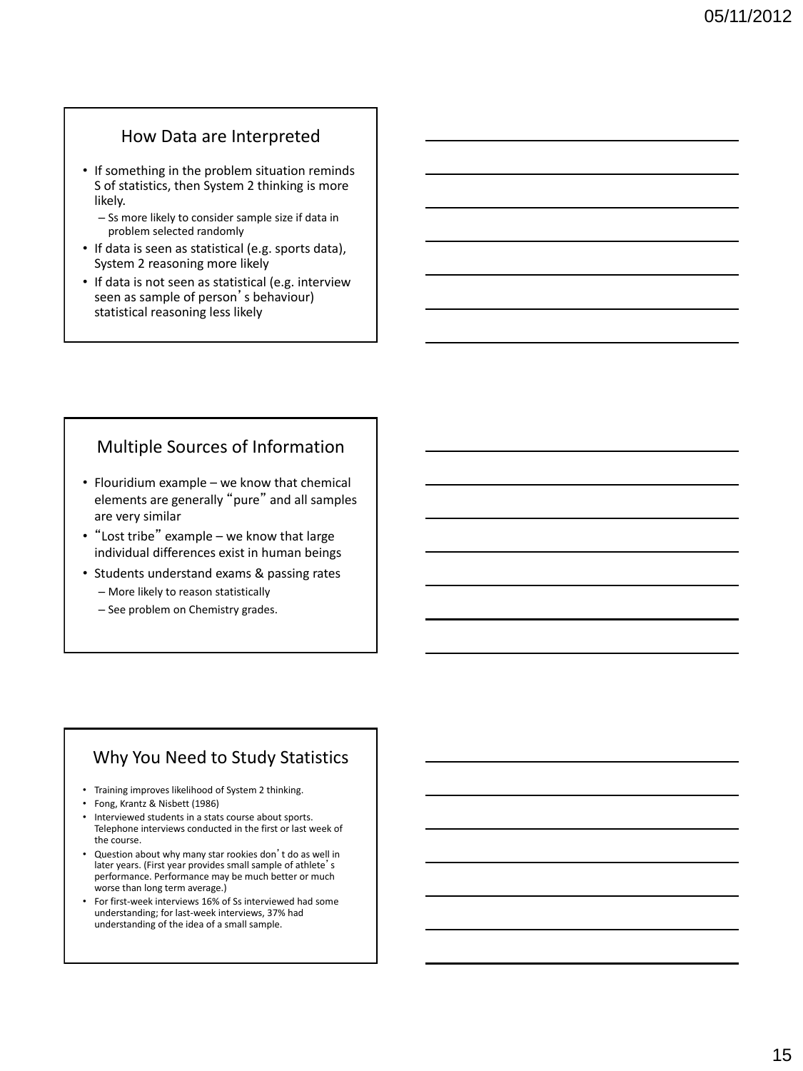## How Data are Interpreted

- If something in the problem situation reminds S of statistics, then System 2 thinking is more likely.
  - Ss more likely to consider sample size if data in problem selected randomly
- If data is seen as statistical (e.g. sports data), System 2 reasoning more likely
- If data is not seen as statistical (e.g. interview seen as sample of person's behaviour) statistical reasoning less likely

## Multiple Sources of Information

- Flouridium example – we know that chemical elements are generally "pure" and all samples are very similar
- "Lost tribe" example – we know that large individual differences exist in human beings
- Students understand exams & passing rates
  - More likely to reason statistically
  - See problem on Chemistry grades.

## Why You Need to Study Statistics

- Training improves likelihood of System 2 thinking.
- Fong, Krantz & Nisbett (1986)
- Interviewed students in a stats course about sports. Telephone interviews conducted in the first or last week of the course.
- Question about why many star rookies don't do as well in later years. (First year provides small sample of athlete's performance. Performance may be much better or much worse than long term average.)
- For first-week interviews 16% of Ss interviewed had some understanding; for last-week interviews, 37% had understanding of the idea of a small sample.